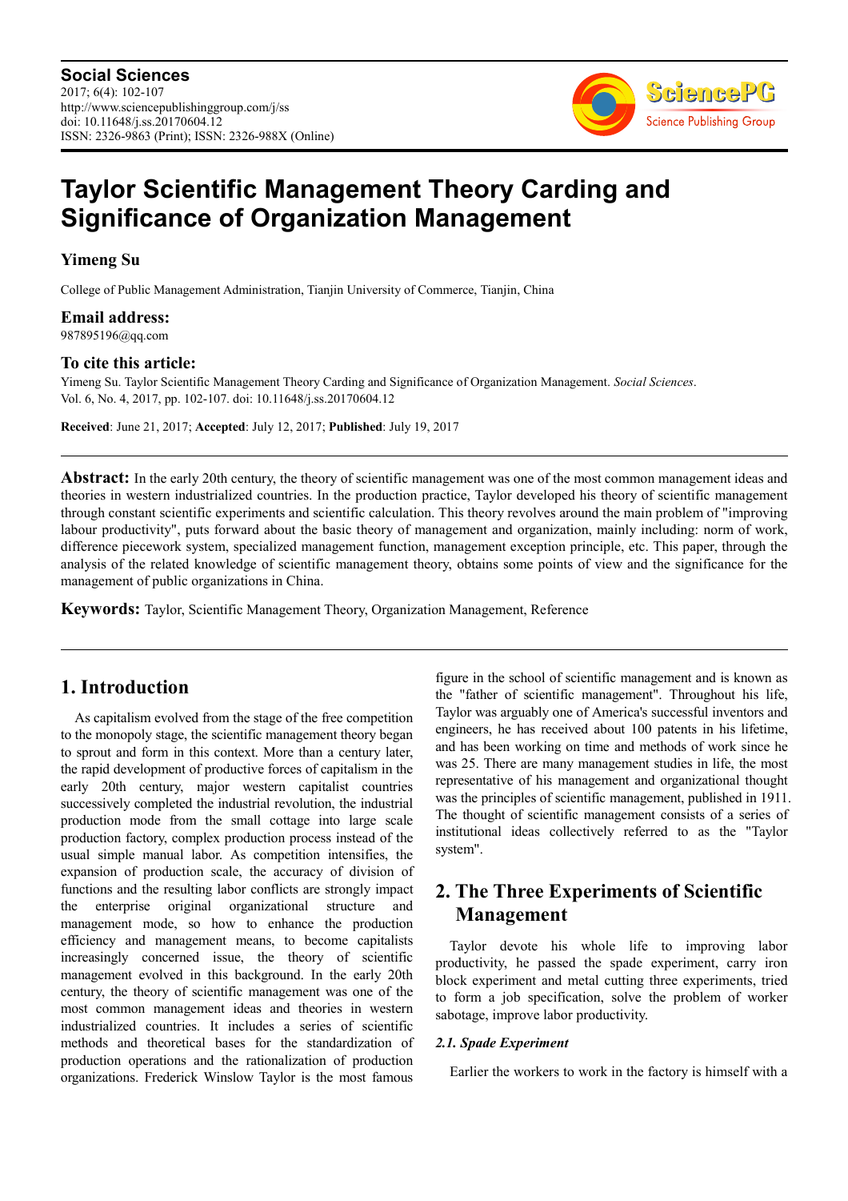# Taylor Scientific Management Theory Carding and Significance of Organization Management

**Yimeng Su**

College of Public Management Administration, Tianjin University of Commerce, Tianjin, China

**Email address:**

987895196@qq.com

**To cite this article:**

Yimeng Su. Taylor Scientific Management Theory Carding and Significance of Organization Management. *Social Sciences*. Vol. 6, No. 4, 2017, pp. 102-107. doi: 10.11648/j.ss.20170604.12

**Received**: June 21, 2017; **Accepted**: July 12, 2017; **Published**: July 19, 2017

**Abstract:** In the early 20th century, the theory of scientific management was one of the most common management ideas and theories in western industrialized countries. In the production practice, Taylor developed his theory of scientific management through constant scientific experiments and scientific calculation. This theory revolves around the main problem of "improving labour productivity", puts forward about the basic theory of management and organization, mainly including: norm of work, difference piecework system, specialized management function, management exception principle, etc. This paper, through the analysis of the related knowledge of scientific management theory, obtains some points of view and the significance for the management of public organizations in China.

**Keywords:** Taylor, Scientific Management Theory, Organization Management, Reference

## 1. Introduction

As capitalism evolved from the stage of the free competition to the monopoly stage, the scientific management theory began to sprout and form in this context. More than a century later, the rapid development of productive forces of capitalism in the early 20th century, major western capitalist countries successively completed the industrial revolution, the industrial production mode from the small cottage into large scale production factory, complex production process instead of the usual simple manual labor. As competition intensifies, the expansion of production scale, the accuracy of division of functions and the resulting labor conflicts are strongly impact the enterprise original organizational structure and management mode, so how to enhance the production efficiency and management means, to become capitalists increasingly concerned issue, the theory of scientific management evolved in this background. In the early 20th century, the theory of scientific management was one of the most common management ideas and theories in western industrialized countries. It includes a series of scientific methods and theoretical bases for the standardization of production operations and the rationalization of production organizations. Frederick Winslow Taylor is the most famous figure in the school of scientific management and is known as the "father of scientific management". Throughout his life, Taylor was arguably one of America's successful inventors and engineers, he has received about 100 patents in his lifetime, and has been working on time and methods of work since he was 25. There are many management studies in life, the most representative of his management and organizational thought was the principles of scientific management, published in 1911. The thought of scientific management consists of a series of institutional ideas collectively referred to as the "Taylor system".

## 2. The Three Experiments of Scientific Management

Taylor devote his whole life to improving labor productivity, he passed the spade experiment, carry iron block experiment and metal cutting three experiments, tried to form a job specification, solve the problem of worker sabotage, improve labor productivity.

### *2.1. Spade Experiment*

Earlier the workers to work in the factory is himself with a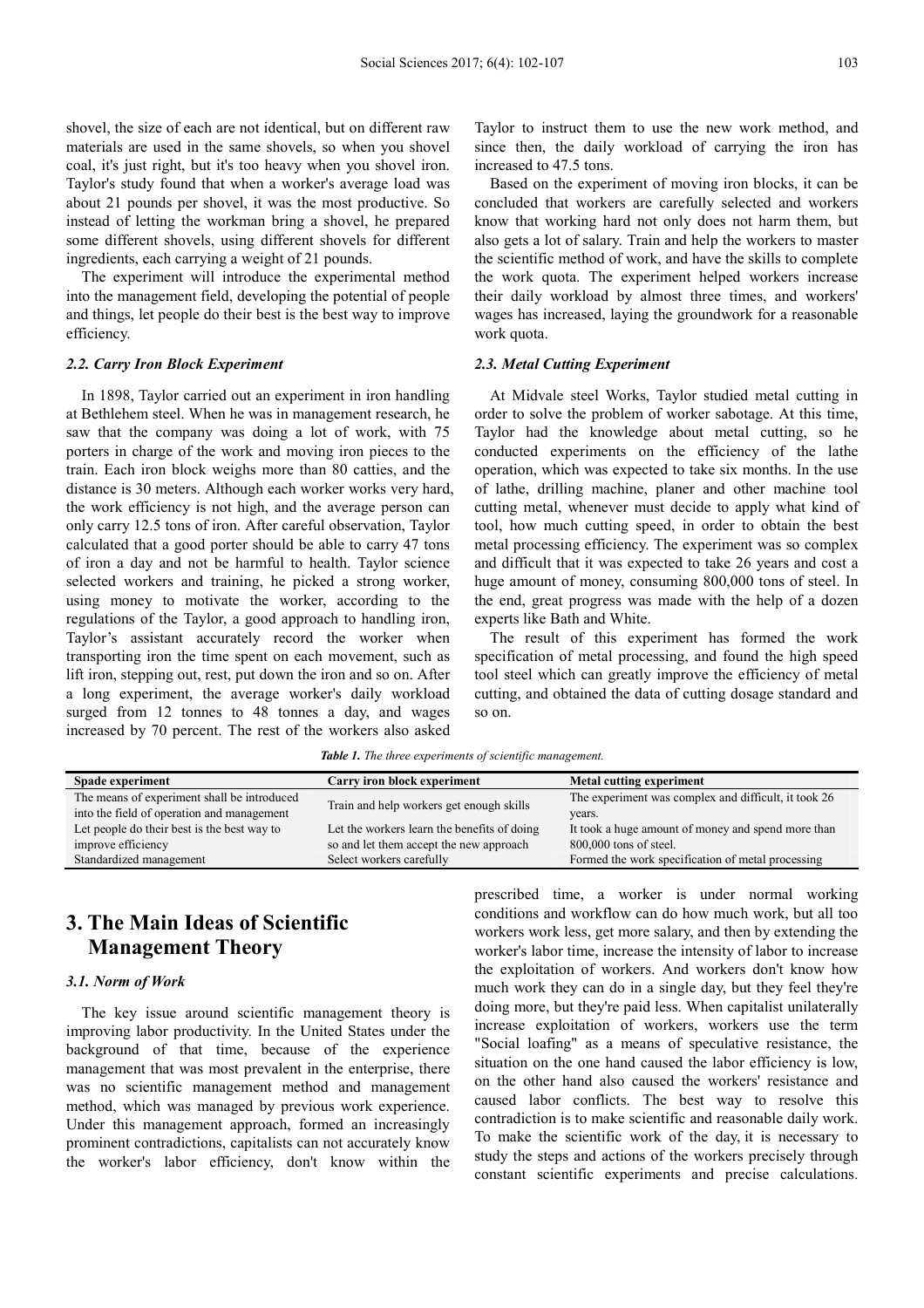shovel, the size of each are not identical, but on different raw materials are used in the same shovels, so when you shovel coal, it's just right, but it's too heavy when you shovel iron. Taylor's study found that when a worker's average load was about 21 pounds per shovel, it was the most productive. So instead of letting the workman bring a shovel, he prepared some different shovels, using different shovels for different ingredients, each carrying a weight of 21 pounds.

The experiment will introduce the experimental method into the management field, developing the potential of people and things, let people do their best is the best way to improve efficiency.

### 2.2. Carry Iron Block Experiment

In 1898, Taylor carried out an experiment in iron handling at Bethlehem steel. When he was in management research, he saw that the company was doing a lot of work, with 75 porters in charge of the work and moving iron pieces to the train. Each iron block weighs more than 80 catties, and the distance is 30 meters. Although each worker works very hard, the work efficiency is not high, and the average person can only carry 12.5 tons of iron. After careful observation, Taylor calculated that a good porter should be able to carry 47 tons of iron a day and not be harmful to health. Taylor science selected workers and training, he picked a strong worker, using money to motivate the worker, according to the regulations of the Taylor, a good approach to handling iron, Taylor's assistant accurately record the worker when transporting iron the time spent on each movement, such as lift iron, stepping out, rest, put down the iron and so on. After a long experiment, the average worker's daily workload surged from 12 tonnes to 48 tonnes a day, and wages increased by 70 percent. The rest of the workers also asked Taylor to instruct them to use the new work method, and since then, the daily workload of carrying the iron has increased to 47.5 tons.

Based on the experiment of moving iron blocks, it can be concluded that workers are carefully selected and workers know that working hard not only does not harm them, but also gets a lot of salary. Train and help the workers to master the scientific method of work, and have the skills to complete the work quota. The experiment helped workers increase their daily workload by almost three times, and workers' wages has increased, laying the groundwork for a reasonable work quota.

### 2.3. Metal Cutting Experiment

At Midvale steel Works, Taylor studied metal cutting in order to solve the problem of worker sabotage. At this time, Taylor had the knowledge about metal cutting, so he conducted experiments on the efficiency of the lathe operation, which was expected to take six months. In the use of lathe, drilling machine, planer and other machine tool cutting metal, whenever must decide to apply what kind of tool, how much cutting speed, in order to obtain the best metal processing efficiency. The experiment was so complex and difficult that it was expected to take 26 years and cost a huge amount of money, consuming 800,000 tons of steel. In the end, great progress was made with the help of a dozen experts like Bath and White.

The result of this experiment has formed the work specification of metal processing, and found the high speed tool steel which can greatly improve the efficiency of metal cutting, and obtained the data of cutting dosage standard and so on.

***Table 1.*** *The three experiments of scientific management.*

| Spade experiment | Carry iron block experiment | Metal cutting experiment |
|---|---|---|
| The means of experiment shall be introduced into the field of operation and management | Train and help workers get enough skills | The experiment was complex and difficult, it took 26 years. |
| Let people do their best is the best way to improve efficiency | Let the workers learn the benefits of doing so and let them accept the new approach | It took a huge amount of money and spend more than 800,000 tons of steel. |
| Standardized management | Select workers carefully | Formed the work specification of metal processing |

## 3. The Main Ideas of Scientific Management Theory

### 3.1. Norm of Work

The key issue around scientific management theory is improving labor productivity. In the United States under the background of that time, because of the experience management that was most prevalent in the enterprise, there was no scientific management method and management method, which was managed by previous work experience. Under this management approach, formed an increasingly prominent contradictions, capitalists can not accurately know the worker's labor efficiency, don't know within the prescribed time, a worker is under normal working conditions and workflow can do how much work, but all too workers work less, get more salary, and then by extending the worker's labor time, increase the intensity of labor to increase the exploitation of workers. And workers don't know how much work they can do in a single day, but they feel they're doing more, but they're paid less. When capitalist unilaterally increase exploitation of workers, workers use the term "Social loafing" as a means of speculative resistance, the situation on the one hand caused the labor efficiency is low, on the other hand also caused the workers' resistance and caused labor conflicts. The best way to resolve this contradiction is to make scientific and reasonable daily work. To make the scientific work of the day, it is necessary to study the steps and actions of the workers precisely through constant scientific experiments and precise calculations.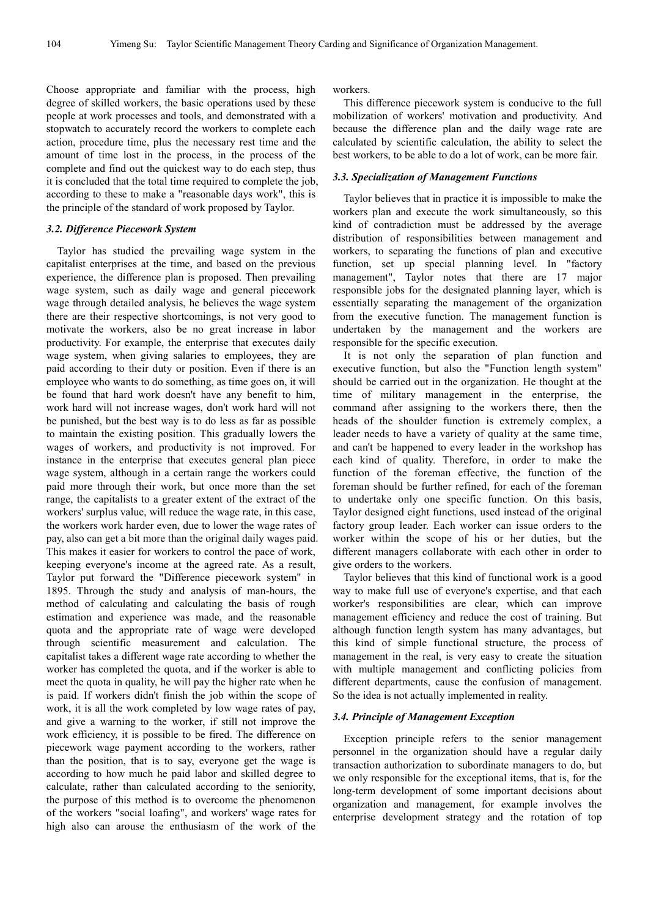Choose appropriate and familiar with the process, high degree of skilled workers, the basic operations used by these people at work processes and tools, and demonstrated with a stopwatch to accurately record the workers to complete each action, procedure time, plus the necessary rest time and the amount of time lost in the process, in the process of the complete and find out the quickest way to do each step, thus it is concluded that the total time required to complete the job, according to these to make a "reasonable days work", this is the principle of the standard of work proposed by Taylor.

### *3.2. Difference Piecework System*

Taylor has studied the prevailing wage system in the capitalist enterprises at the time, and based on the previous experience, the difference plan is proposed. Then prevailing wage system, such as daily wage and general piecework wage through detailed analysis, he believes the wage system there are their respective shortcomings, is not very good to motivate the workers, also be no great increase in labor productivity. For example, the enterprise that executes daily wage system, when giving salaries to employees, they are paid according to their duty or position. Even if there is an employee who wants to do something, as time goes on, it will be found that hard work doesn't have any benefit to him, work hard will not increase wages, don't work hard will not be punished, but the best way is to do less as far as possible to maintain the existing position. This gradually lowers the wages of workers, and productivity is not improved. For instance in the enterprise that executes general plan piece wage system, although in a certain range the workers could paid more through their work, but once more than the set range, the capitalists to a greater extent of the extract of the workers' surplus value, will reduce the wage rate, in this case, the workers work harder even, due to lower the wage rates of pay, also can get a bit more than the original daily wages paid. This makes it easier for workers to control the pace of work, keeping everyone's income at the agreed rate. As a result, Taylor put forward the "Difference piecework system" in 1895. Through the study and analysis of man-hours, the method of calculating and calculating the basis of rough estimation and experience was made, and the reasonable quota and the appropriate rate of wage were developed through scientific measurement and calculation. The capitalist takes a different wage rate according to whether the worker has completed the quota, and if the worker is able to meet the quota in quality, he will pay the higher rate when he is paid. If workers didn't finish the job within the scope of work, it is all the work completed by low wage rates of pay, and give a warning to the worker, if still not improve the work efficiency, it is possible to be fired. The difference on piecework wage payment according to the workers, rather than the position, that is to say, everyone get the wage is according to how much he paid labor and skilled degree to calculate, rather than calculated according to the seniority, the purpose of this method is to overcome the phenomenon of the workers "social loafing", and workers' wage rates for high also can arouse the enthusiasm of the work of the workers.

This difference piecework system is conducive to the full mobilization of workers' motivation and productivity. And because the difference plan and the daily wage rate are calculated by scientific calculation, the ability to select the best workers, to be able to do a lot of work, can be more fair.

### *3.3. Specialization of Management Functions*

Taylor believes that in practice it is impossible to make the workers plan and execute the work simultaneously, so this kind of contradiction must be addressed by the average distribution of responsibilities between management and workers, to separating the functions of plan and executive function, set up special planning level. In "factory management", Taylor notes that there are 17 major responsible jobs for the designated planning layer, which is essentially separating the management of the organization from the executive function. The management function is undertaken by the management and the workers are responsible for the specific execution.

It is not only the separation of plan function and executive function, but also the "Function length system" should be carried out in the organization. He thought at the time of military management in the enterprise, the command after assigning to the workers there, then the heads of the shoulder function is extremely complex, a leader needs to have a variety of quality at the same time, and can't be happened to every leader in the workshop has each kind of quality. Therefore, in order to make the function of the foreman effective, the function of the foreman should be further refined, for each of the foreman to undertake only one specific function. On this basis, Taylor designed eight functions, used instead of the original factory group leader. Each worker can issue orders to the worker within the scope of his or her duties, but the different managers collaborate with each other in order to give orders to the workers.

Taylor believes that this kind of functional work is a good way to make full use of everyone's expertise, and that each worker's responsibilities are clear, which can improve management efficiency and reduce the cost of training. But although function length system has many advantages, but this kind of simple functional structure, the process of management in the real, is very easy to create the situation with multiple management and conflicting policies from different departments, cause the confusion of management. So the idea is not actually implemented in reality.

### *3.4. Principle of Management Exception*

Exception principle refers to the senior management personnel in the organization should have a regular daily transaction authorization to subordinate managers to do, but we only responsible for the exceptional items, that is, for the long-term development of some important decisions about organization and management, for example involves the enterprise development strategy and the rotation of top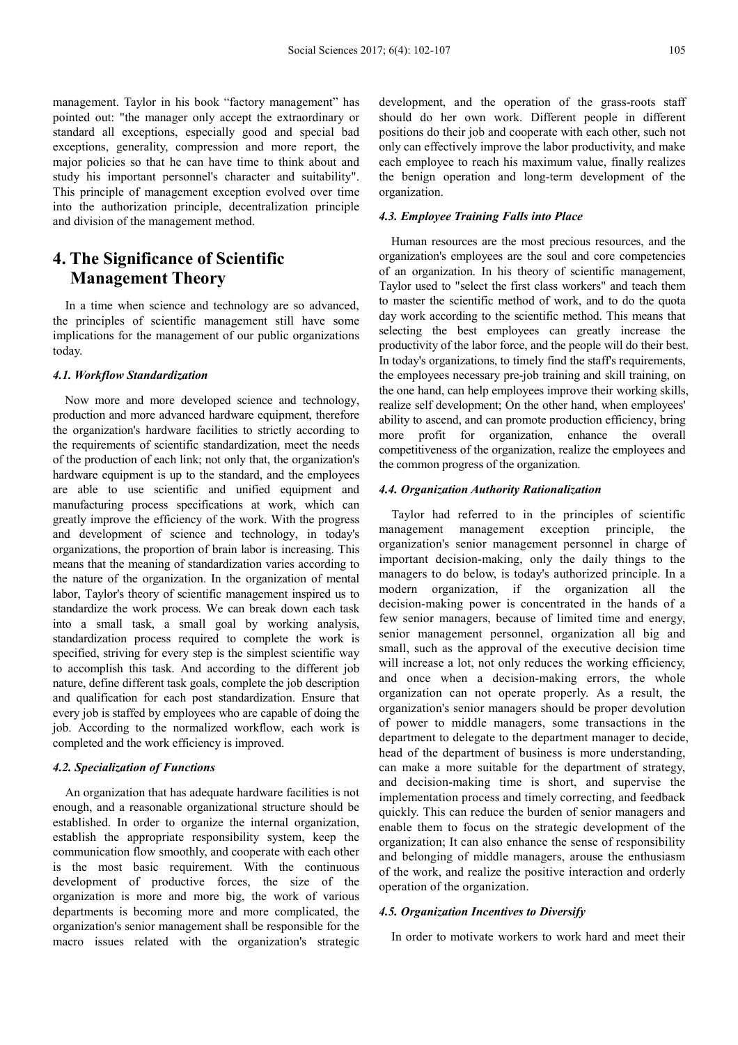management. Taylor in his book "factory management" has pointed out: "the manager only accept the extraordinary or standard all exceptions, especially good and special bad exceptions, generality, compression and more report, the major policies so that he can have time to think about and study his important personnel's character and suitability". This principle of management exception evolved over time into the authorization principle, decentralization principle and division of the management method.

## 4. The Significance of Scientific Management Theory

In a time when science and technology are so advanced, the principles of scientific management still have some implications for the management of our public organizations today.

### *4.1. Workflow Standardization*

Now more and more developed science and technology, production and more advanced hardware equipment, therefore the organization's hardware facilities to strictly according to the requirements of scientific standardization, meet the needs of the production of each link; not only that, the organization's hardware equipment is up to the standard, and the employees are able to use scientific and unified equipment and manufacturing process specifications at work, which can greatly improve the efficiency of the work. With the progress and development of science and technology, in today's organizations, the proportion of brain labor is increasing. This means that the meaning of standardization varies according to the nature of the organization. In the organization of mental labor, Taylor's theory of scientific management inspired us to standardize the work process. We can break down each task into a small task, a small goal by working analysis, standardization process required to complete the work is specified, striving for every step is the simplest scientific way to accomplish this task. And according to the different job nature, define different task goals, complete the job description and qualification for each post standardization. Ensure that every job is staffed by employees who are capable of doing the job. According to the normalized workflow, each work is completed and the work efficiency is improved.

### *4.2. Specialization of Functions*

An organization that has adequate hardware facilities is not enough, and a reasonable organizational structure should be established. In order to organize the internal organization, establish the appropriate responsibility system, keep the communication flow smoothly, and cooperate with each other is the most basic requirement. With the continuous development of productive forces, the size of the organization is more and more big, the work of various departments is becoming more and more complicated, the organization's senior management shall be responsible for the macro issues related with the organization's strategic development, and the operation of the grass-roots staff should do her own work. Different people in different positions do their job and cooperate with each other, such not only can effectively improve the labor productivity, and make each employee to reach his maximum value, finally realizes the benign operation and long-term development of the organization.

### *4.3. Employee Training Falls into Place*

Human resources are the most precious resources, and the organization's employees are the soul and core competencies of an organization. In his theory of scientific management, Taylor used to "select the first class workers" and teach them to master the scientific method of work, and to do the quota day work according to the scientific method. This means that selecting the best employees can greatly increase the productivity of the labor force, and the people will do their best. In today's organizations, to timely find the staff's requirements, the employees necessary pre-job training and skill training, on the one hand, can help employees improve their working skills, realize self development; On the other hand, when employees' ability to ascend, and can promote production efficiency, bring more profit for organization, enhance the overall competitiveness of the organization, realize the employees and the common progress of the organization.

### *4.4. Organization Authority Rationalization*

Taylor had referred to in the principles of scientific management management exception principle, the organization's senior management personnel in charge of important decision-making, only the daily things to the managers to do below, is today's authorized principle. In a modern organization, if the organization all the decision-making power is concentrated in the hands of a few senior managers, because of limited time and energy, senior management personnel, organization all big and small, such as the approval of the executive decision time will increase a lot, not only reduces the working efficiency, and once when a decision-making errors, the whole organization can not operate properly. As a result, the organization's senior managers should be proper devolution of power to middle managers, some transactions in the department to delegate to the department manager to decide, head of the department of business is more understanding, can make a more suitable for the department of strategy, and decision-making time is short, and supervise the implementation process and timely correcting, and feedback quickly. This can reduce the burden of senior managers and enable them to focus on the strategic development of the organization; It can also enhance the sense of responsibility and belonging of middle managers, arouse the enthusiasm of the work, and realize the positive interaction and orderly operation of the organization.

### *4.5. Organization Incentives to Diversify*

In order to motivate workers to work hard and meet their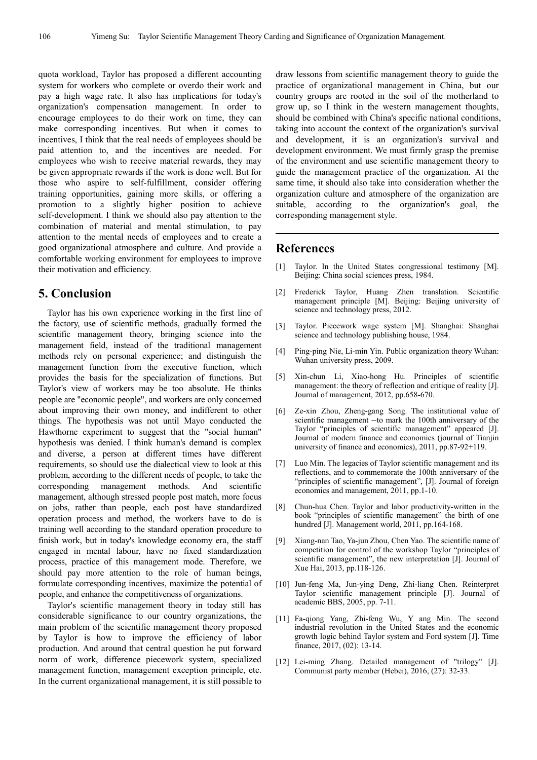quota workload, Taylor has proposed a different accounting system for workers who complete or overdo their work and pay a high wage rate. It also has implications for today's organization's compensation management. In order to encourage employees to do their work on time, they can make corresponding incentives. But when it comes to incentives, I think that the real needs of employees should be paid attention to, and the incentives are needed. For employees who wish to receive material rewards, they may be given appropriate rewards if the work is done well. But for those who aspire to self-fulfillment, consider offering training opportunities, gaining more skills, or offering a promotion to a slightly higher position to achieve self-development. I think we should also pay attention to the combination of material and mental stimulation, to pay attention to the mental needs of employees and to create a good organizational atmosphere and culture. And provide a comfortable working environment for employees to improve their motivation and efficiency.

## 5. Conclusion

Taylor has his own experience working in the first line of the factory, use of scientific methods, gradually formed the scientific management theory, bringing science into the management field, instead of the traditional management methods rely on personal experience; and distinguish the management function from the executive function, which provides the basis for the specialization of functions. But Taylor's view of workers may be too absolute. He thinks people are "economic people", and workers are only concerned about improving their own money, and indifferent to other things. The hypothesis was not until Mayo conducted the Hawthorne experiment to suggest that the "social human" hypothesis was denied. I think human's demand is complex and diverse, a person at different times have different requirements, so should use the dialectical view to look at this problem, according to the different needs of people, to take the corresponding management methods. And scientific management, although stressed people post match, more focus on jobs, rather than people, each post have standardized operation process and method, the workers have to do is training well according to the standard operation procedure to finish work, but in today's knowledge economy era, the staff engaged in mental labour, have no fixed standardization process, practice of this management mode. Therefore, we should pay more attention to the role of human beings, formulate corresponding incentives, maximize the potential of people, and enhance the competitiveness of organizations.

Taylor's scientific management theory in today still has considerable significance to our country organizations, the main problem of the scientific management theory proposed by Taylor is how to improve the efficiency of labor production. And around that central question he put forward norm of work, difference piecework system, specialized management function, management exception principle, etc. In the current organizational management, it is still possible to draw lessons from scientific management theory to guide the practice of organizational management in China, but our country groups are rooted in the soil of the motherland to grow up, so I think in the western management thoughts, should be combined with China's specific national conditions, taking into account the context of the organization's survival and development, it is an organization's survival and development environment. We must firmly grasp the premise of the environment and use scientific management theory to guide the management practice of the organization. At the same time, it should also take into consideration whether the organization culture and atmosphere of the organization are suitable, according to the organization's goal, the corresponding management style.

## References

[1] Taylor. In the United States congressional testimony [M]. Beijing: China social sciences press, 1984.

[2] Frederick Taylor, Huang Zhen translation. Scientific management principle [M]. Beijing: Beijing university of science and technology press, 2012.

[3] Taylor. Piecework wage system [M]. Shanghai: Shanghai science and technology publishing house, 1984.

[4] Ping-ping Nie, Li-min Yin. Public organization theory Wuhan: Wuhan university press, 2009.

[5] Xin-chun Li, Xiao-hong Hu. Principles of scientific management: the theory of reflection and critique of reality [J]. Journal of management, 2012, pp.658-670.

[6] Ze-xin Zhou, Zheng-gang Song. The institutional value of scientific management --to mark the 100th anniversary of the Taylor "principles of scientific management" appeared [J]. Journal of modern finance and economics (journal of Tianjin university of finance and economics), 2011, pp.87-92+119.

[7] Luo Min. The legacies of Taylor scientific management and its reflections, and to commemorate the 100th anniversary of the "principles of scientific management", [J]. Journal of foreign economics and management, 2011, pp.1-10.

[8] Chun-hua Chen. Taylor and labor productivity-written in the book "principles of scientific management" the birth of one hundred [J]. Management world, 2011, pp.164-168.

[9] Xiang-nan Tao, Ya-jun Zhou, Chen Yao. The scientific name of competition for control of the workshop Taylor "principles of scientific management", the new interpretation [J]. Journal of Xue Hai, 2013, pp.118-126.

[10] Jun-feng Ma, Jun-ying Deng, Zhi-liang Chen. Reinterpret Taylor scientific management principle [J]. Journal of academic BBS, 2005, pp. 7-11.

[11] Fa-qiong Yang, Zhi-feng Wu, Y ang Min. The second industrial revolution in the United States and the economic growth logic behind Taylor system and Ford system [J]. Time finance, 2017, (02): 13-14.

[12] Lei-ming Zhang. Detailed management of "trilogy" [J]. Communist party member (Hebei), 2016, (27): 32-33.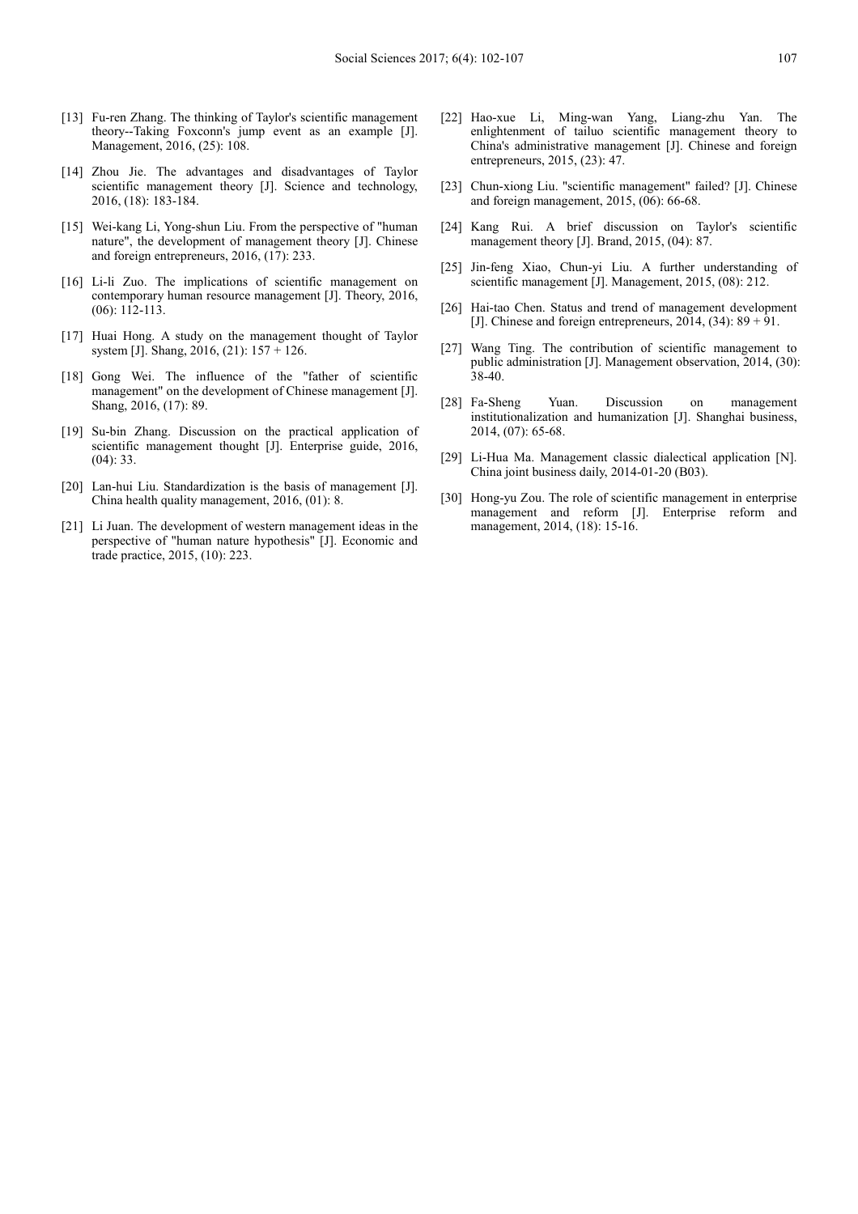[13] Fu-ren Zhang. The thinking of Taylor's scientific management theory--Taking Foxconn's jump event as an example [J]. Management, 2016, (25): 108.

[14] Zhou Jie. The advantages and disadvantages of Taylor scientific management theory [J]. Science and technology, 2016, (18): 183-184.

[15] Wei-kang Li, Yong-shun Liu. From the perspective of "human nature", the development of management theory [J]. Chinese and foreign entrepreneurs, 2016, (17): 233.

[16] Li-li Zuo. The implications of scientific management on contemporary human resource management [J]. Theory, 2016, (06): 112-113.

[17] Huai Hong. A study on the management thought of Taylor system [J]. Shang, 2016, (21): 157 + 126.

[18] Gong Wei. The influence of the "father of scientific management" on the development of Chinese management [J]. Shang, 2016, (17): 89.

[19] Su-bin Zhang. Discussion on the practical application of scientific management thought [J]. Enterprise guide, 2016, (04): 33.

[20] Lan-hui Liu. Standardization is the basis of management [J]. China health quality management, 2016, (01): 8.

[21] Li Juan. The development of western management ideas in the perspective of "human nature hypothesis" [J]. Economic and trade practice, 2015, (10): 223.

[22] Hao-xue Li, Ming-wan Yang, Liang-zhu Yan. The enlightenment of tailuo scientific management theory to China's administrative management [J]. Chinese and foreign entrepreneurs, 2015, (23): 47.

[23] Chun-xiong Liu. "scientific management" failed? [J]. Chinese and foreign management, 2015, (06): 66-68.

[24] Kang Rui. A brief discussion on Taylor's scientific management theory [J]. Brand, 2015, (04): 87.

[25] Jin-feng Xiao, Chun-yi Liu. A further understanding of scientific management [J]. Management, 2015, (08): 212.

[26] Hai-tao Chen. Status and trend of management development [J]. Chinese and foreign entrepreneurs, 2014, (34): 89 + 91.

[27] Wang Ting. The contribution of scientific management to public administration [J]. Management observation, 2014, (30): 38-40.

[28] Fa-Sheng Yuan. Discussion on management institutionalization and humanization [J]. Shanghai business, 2014, (07): 65-68.

[29] Li-Hua Ma. Management classic dialectical application [N]. China joint business daily, 2014-01-20 (B03).

[30] Hong-yu Zou. The role of scientific management in enterprise management and reform [J]. Enterprise reform and management, 2014, (18): 15-16.